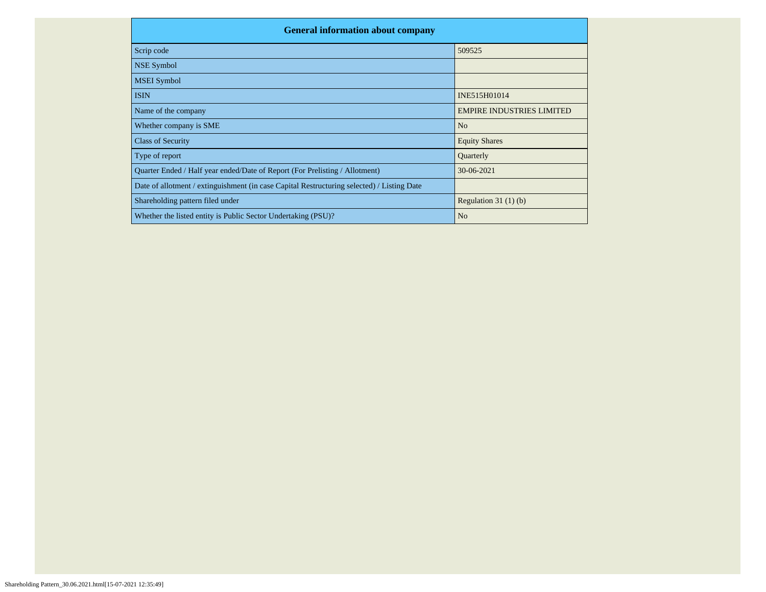| General information about company | |
|---|---|
| Scrip code | 509525 |
| NSE Symbol | |
| MSEI Symbol | |
| ISIN | INE515H01014 |
| Name of the company | EMPIRE INDUSTRIES LIMITED |
| Whether company is SME | No |
| Class of Security | Equity Shares |
| Type of report | Quarterly |
| Quarter Ended / Half year ended/Date of Report (For Prelisting / Allotment) | 30-06-2021 |
| Date of allotment / extinguishment (in case Capital Restructuring selected) / Listing Date | |
| Shareholding pattern filed under | Regulation 31 (1) (b) |
| Whether the listed entity is Public Sector Undertaking (PSU)? | No |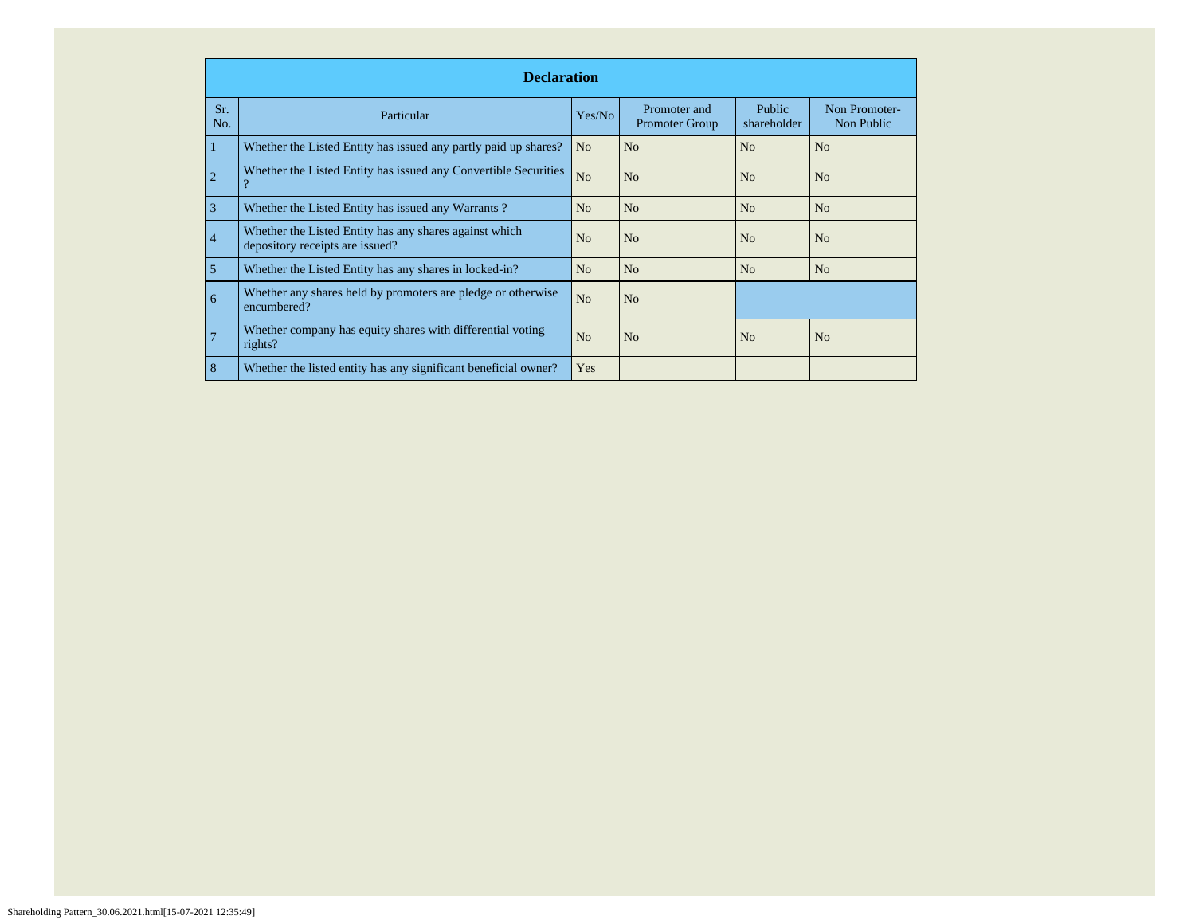| Declaration | | | | | |
|---|---|---|---|---|---|
| Sr. No. | Particular | Yes/No | Promoter and Promoter Group | Public shareholder | Non Promoter- Non Public |
| 1 | Whether the Listed Entity has issued any partly paid up shares? | No | No | No | No |
| 2 | Whether the Listed Entity has issued any Convertible Securities ? | No | No | No | No |
| 3 | Whether the Listed Entity has issued any Warrants ? | No | No | No | No |
| 4 | Whether the Listed Entity has any shares against which depository receipts are issued? | No | No | No | No |
| 5 | Whether the Listed Entity has any shares in locked-in? | No | No | No | No |
| 6 | Whether any shares held by promoters are pledge or otherwise encumbered? | No | No | | |
| 7 | Whether company has equity shares with differential voting rights? | No | No | No | No |
| 8 | Whether the listed entity has any significant beneficial owner? | Yes | | | |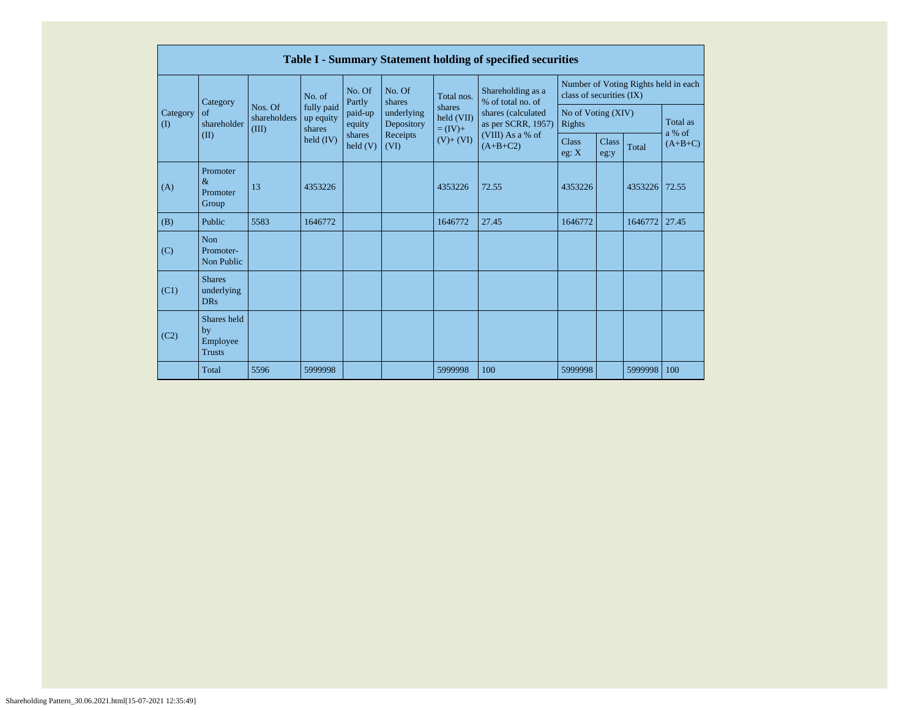# Table I - Summary Statement holding of specified securities

| Category (I) | Category of shareholder (II) | Nos. Of shareholders (III) | No. of fully paid up equity shares held (IV) | No. Of Partly paid-up equity shares held (V) | No. Of shares underlying Depository Receipts (VI) | Total nos. shares held (VII) = (IV)+ (V)+ (VI) | Shareholding as a % of total no. of shares (calculated as per SCRR, 1957) (VIII) As a % of (A+B+C2) | Number of Voting Rights held in each class of securities (IX) | | | |
|---|---|---|---|---|---|---|---|---|---|---|---|
| | | | | | | | | No of Voting (XIV) Rights | | | Total as a % of (A+B+C) |
| | | | | | | | | Class eg: X | Class eg:y | Total | |
| (A) | Promoter & Promoter Group | 13 | 4353226 | | | 4353226 | 72.55 | 4353226 | | 4353226 | 72.55 |
| (B) | Public | 5583 | 1646772 | | | 1646772 | 27.45 | 1646772 | | 1646772 | 27.45 |
| (C) | Non Promoter- Non Public | | | | | | | | | | |
| (C1) | Shares underlying DRs | | | | | | | | | | |
| (C2) | Shares held by Employee Trusts | | | | | | | | | | |
| | Total | 5596 | 5999998 | | | 5999998 | 100 | 5999998 | | 5999998 | 100 |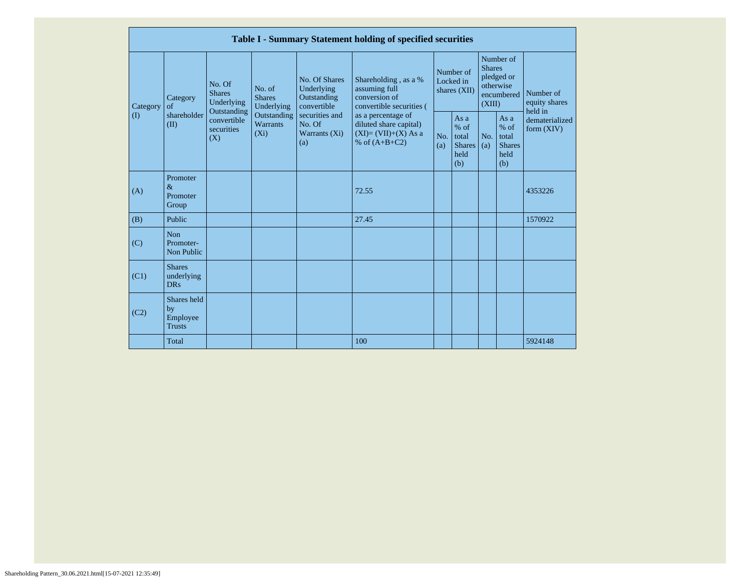| Table I - Summary Statement holding of specified securities | | | | | | | | | | |
|---|---|---|---|---|---|---|---|---|---|---|
| Category (I) | Category of shareholder (II) | No. Of Shares Underlying Outstanding convertible securities (X) | No. of Shares Underlying Outstanding Warrants (Xi) | No. Of Shares Underlying Outstanding convertible securities and No. Of Warrants (Xi) (a) | Shareholding , as a % assuming full conversion of convertible securities ( as a percentage of diluted share capital) (XI)= (VII)+(X) As a % of (A+B+C2) | Number of Locked in shares (XII) | | Number of Shares pledged or otherwise encumbered (XIII) | | Number of equity shares held in dematerialized form (XIV) |
| | | | | | | No. (a) | As a % of total Shares held (b) | No. (a) | As a % of total Shares held (b) | |
| (A) | Promoter & Promoter Group | | | | 72.55 | | | | | 4353226 |
| (B) | Public | | | | 27.45 | | | | | 1570922 |
| (C) | Non Promoter- Non Public | | | | | | | | | |
| (C1) | Shares underlying DRs | | | | | | | | | |
| (C2) | Shares held by Employee Trusts | | | | | | | | | |
| | Total | | | | 100 | | | | | 5924148 |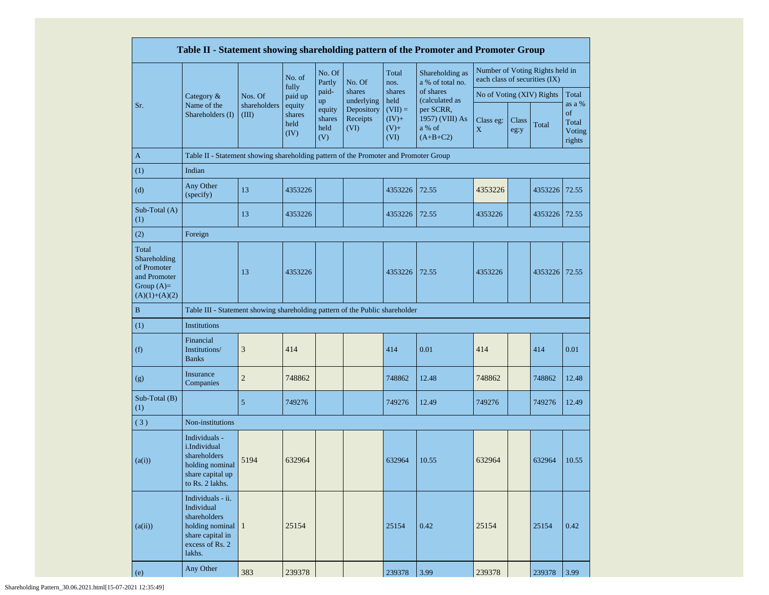| Table II - Statement showing shareholding pattern of the Promoter and Promoter Group | | | | | | | | | | | | |
|---|---|---|---|---|---|---|---|---|---|---|---|---|
| Sr. | Category & Name of the Shareholders (I) | Nos. Of shareholders (III) | No. of fully paid up equity shares held (IV) | No. Of Partly paid-up equity shares held (V) | No. Of shares underlying Depository Receipts (VI) | Total nos. shares held (VII) = (IV)+ (V)+ (VI) | Shareholding as a % of total no. of shares (calculated as per SCRR, 1957) (VIII) As a % of (A+B+C2) | Number of Voting Rights held in each class of securities (IX) | | | |
| | | | | | | | | No of Voting (XIV) Rights | | | Total as a % of Total Voting rights |
| | | | | | | | | Class eg: X | Class eg:y | Total | |
| A | Table II - Statement showing shareholding pattern of the Promoter and Promoter Group | | | | | | | | | | |
| (1) | Indian | | | | | | | | | | |
| (d) | Any Other (specify) | 13 | 4353226 | | | 4353226 | 72.55 | 4353226 | | 4353226 | 72.55 |
| Sub-Total (A)(1) | | 13 | 4353226 | | | 4353226 | 72.55 | 4353226 | | 4353226 | 72.55 |
| (2) | Foreign | | | | | | | | | | |
| Total Shareholding of Promoter and Promoter Group (A)=(A)(1)+(A)(2) | | 13 | 4353226 | | | 4353226 | 72.55 | 4353226 | | 4353226 | 72.55 |
| B | Table III - Statement showing shareholding pattern of the Public shareholder | | | | | | | | | | |
| (1) | Institutions | | | | | | | | | | |
| (f) | Financial Institutions/ Banks | 3 | 414 | | | 414 | 0.01 | 414 | | 414 | 0.01 |
| (g) | Insurance Companies | 2 | 748862 | | | 748862 | 12.48 | 748862 | | 748862 | 12.48 |
| Sub-Total (B)(1) | | 5 | 749276 | | | 749276 | 12.49 | 749276 | | 749276 | 12.49 |
| ( 3 ) | Non-institutions | | | | | | | | | | |
| (a(i)) | Individuals - i.Individual shareholders holding nominal share capital up to Rs. 2 lakhs. | 5194 | 632964 | | | 632964 | 10.55 | 632964 | | 632964 | 10.55 |
| (a(ii)) | Individuals - ii. Individual shareholders holding nominal share capital in excess of Rs. 2 lakhs. | 1 | 25154 | | | 25154 | 0.42 | 25154 | | 25154 | 0.42 |
| (e) | Any Other | 383 | 239378 | | | 239378 | 3.99 | 239378 | | 239378 | 3.99 |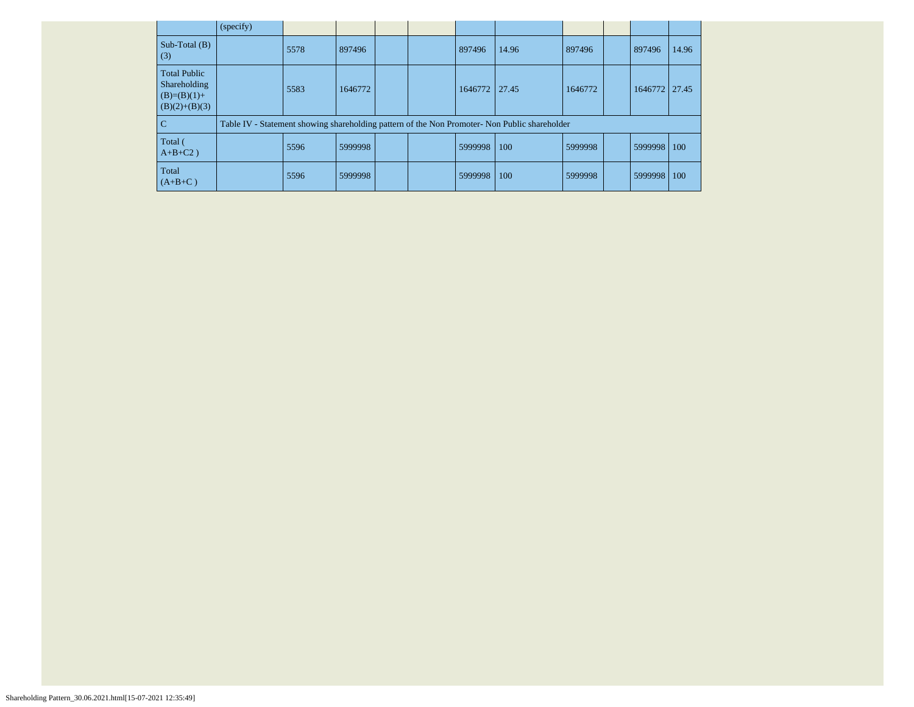| | | | | | | | | | | | |
|---|---|---|---|---|---|---|---|---|---|---|---|
| | (specify) | | | | | | | | | | |
| Sub-Total (B)(3) | | 5578 | 897496 | | | 897496 | 14.96 | 897496 | | 897496 | 14.96 |
| Total Public Shareholding (B)=(B)(1)+(B)(2)+(B)(3) | | 5583 | 1646772 | | | 1646772 | 27.45 | 1646772 | | 1646772 | 27.45 |
| C | Table IV - Statement showing shareholding pattern of the Non Promoter- Non Public shareholder | | | | | | | | | | |
| Total ( A+B+C2 ) | | 5596 | 5999998 | | | 5999998 | 100 | 5999998 | | 5999998 | 100 |
| Total (A+B+C ) | | 5596 | 5999998 | | | 5999998 | 100 | 5999998 | | 5999998 | 100 |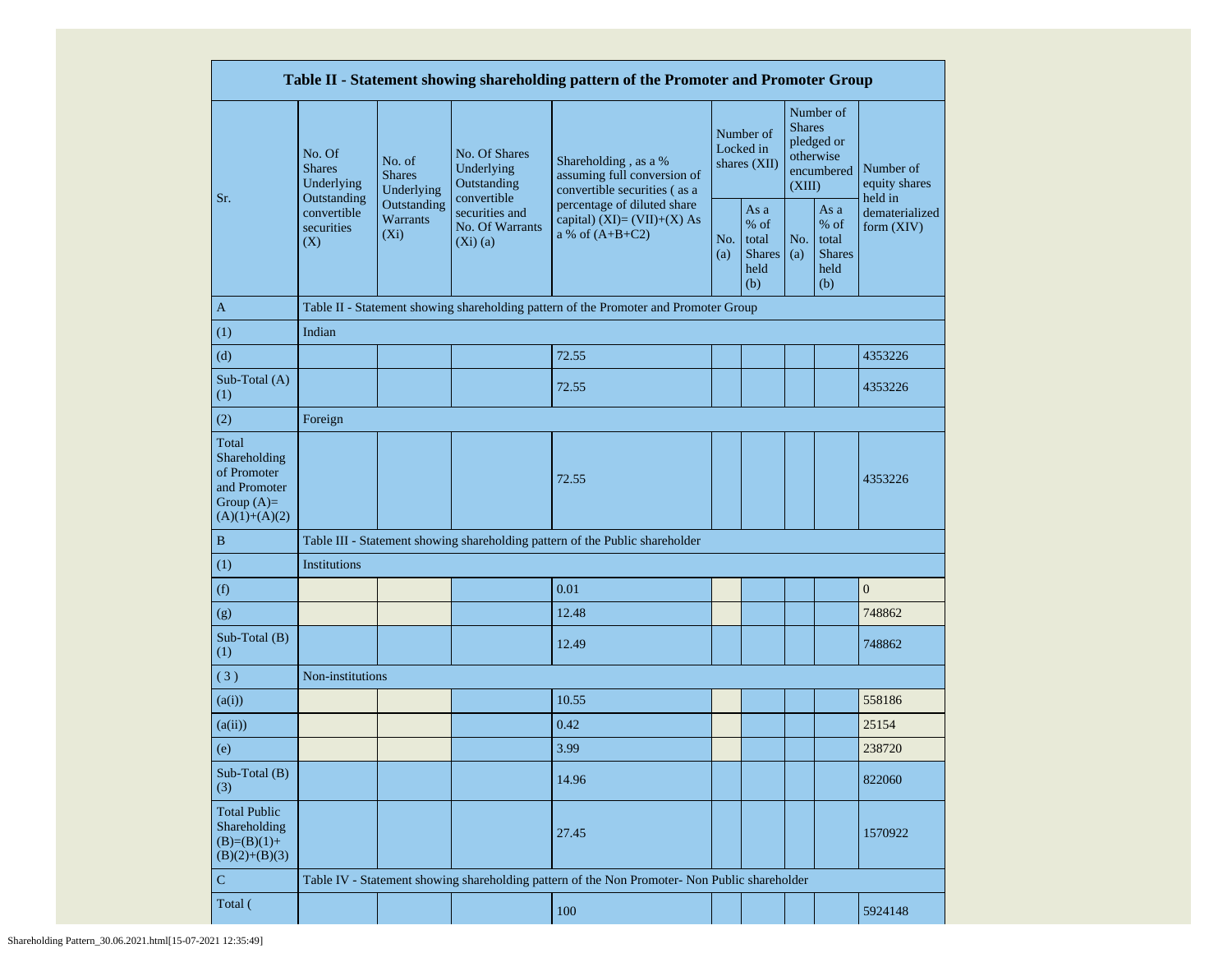| Table II - Statement showing shareholding pattern of the Promoter and Promoter Group | | | | | | | | | |
|---|---|---|---|---|---|---|---|---|---|
| Sr. | No. Of Shares Underlying Outstanding convertible securities (X) | No. of Shares Underlying Outstanding Warrants (Xi) | No. Of Shares Underlying Outstanding convertible securities and No. Of Warrants (Xi) (a) | Shareholding , as a % assuming full conversion of convertible securities ( as a percentage of diluted share capital) (XI)= (VII)+(X) As a % of (A+B+C2) | Number of Locked in shares (XII) | | Number of Shares pledged or otherwise encumbered (XIII) | | Number of equity shares held in dematerialized form (XIV) |
| | | | | | No. (a) | As a % of total Shares held (b) | No. (a) | As a % of total Shares held (b) | |
| A | Table II - Statement showing shareholding pattern of the Promoter and Promoter Group | | | | | | | | |
| (1) | Indian | | | | | | | | |
| (d) | | | | 72.55 | | | | | 4353226 |
| Sub-Total (A) (1) | | | | 72.55 | | | | | 4353226 |
| (2) | Foreign | | | | | | | | |
| Total Shareholding of Promoter and Promoter Group (A)= (A)(1)+(A)(2) | | | | 72.55 | | | | | 4353226 |
| B | Table III - Statement showing shareholding pattern of the Public shareholder | | | | | | | | |
| (1) | Institutions | | | | | | | | |
| (f) | | | | 0.01 | | | | | 0 |
| (g) | | | | 12.48 | | | | | 748862 |
| Sub-Total (B) (1) | | | | 12.49 | | | | | 748862 |
| ( 3 ) | Non-institutions | | | | | | | | |
| (a(i)) | | | | 10.55 | | | | | 558186 |
| (a(ii)) | | | | 0.42 | | | | | 25154 |
| (e) | | | | 3.99 | | | | | 238720 |
| Sub-Total (B) (3) | | | | 14.96 | | | | | 822060 |
| Total Public Shareholding (B)=(B)(1)+(B)(2)+(B)(3) | | | | 27.45 | | | | | 1570922 |
| C | Table IV - Statement showing shareholding pattern of the Non Promoter- Non Public shareholder | | | | | | | | |
| Total ( | | | | 100 | | | | | 5924148 |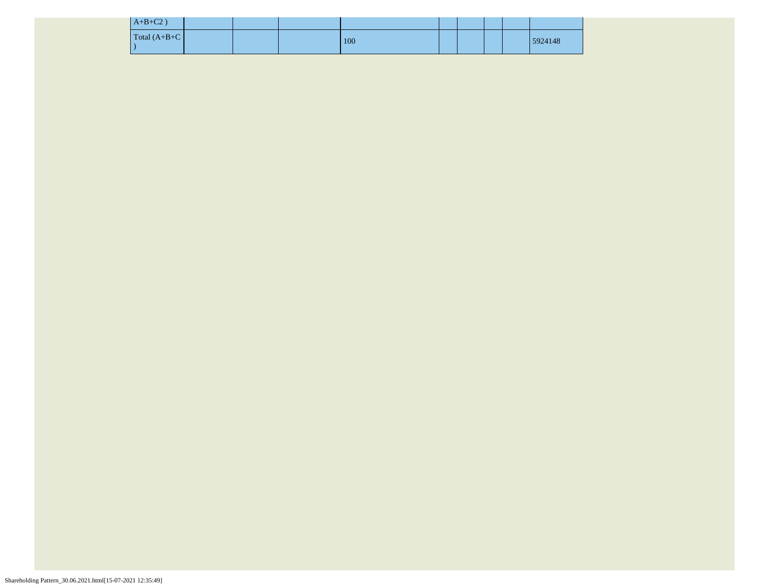| | | | | | | | | |
|---|---|---|---|---|---|---|---|---|
| A+B+C2 ) | | | | | | | | |
| Total (A+B+C ) | | | 100 | | | | | 5924148 |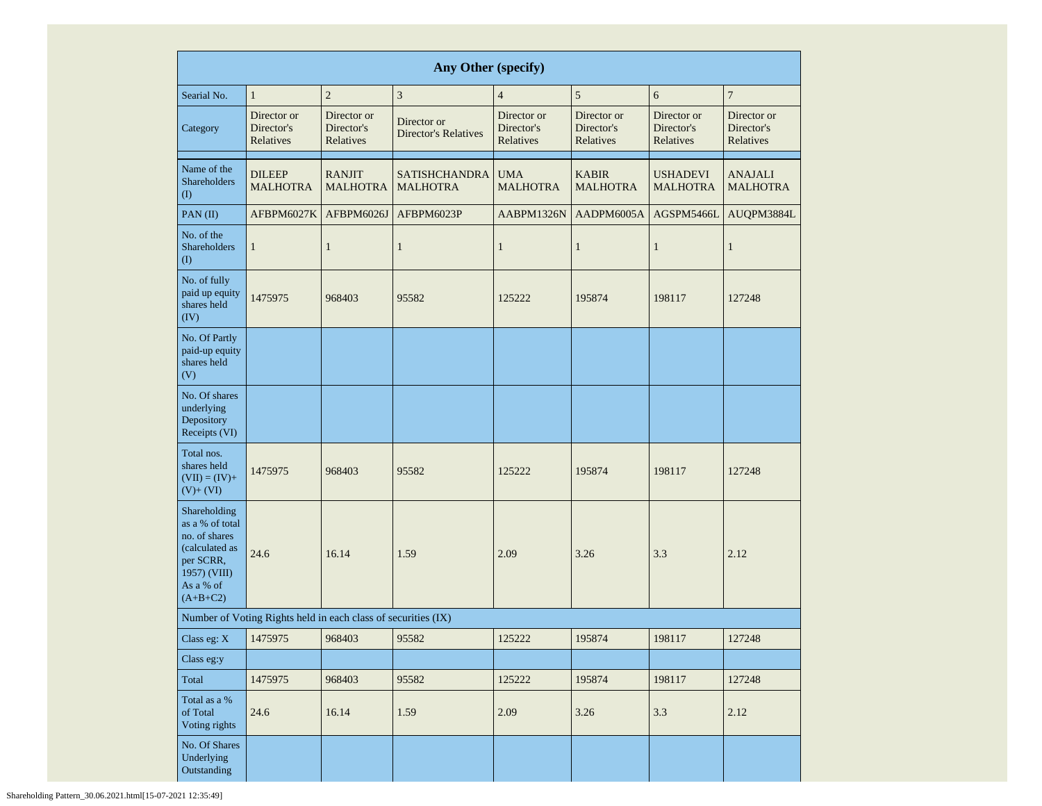| Any Other (specify) | | | | | | | |
|---|---|---|---|---|---|---|---|
| Searial No. | 1 | 2 | 3 | 4 | 5 | 6 | 7 |
| Category | Director or Director's Relatives | Director or Director's Relatives | Director or Director's Relatives | Director or Director's Relatives | Director or Director's Relatives | Director or Director's Relatives | Director or Director's Relatives |
| Name of the Shareholders (I) | DILEEP MALHOTRA | RANJIT MALHOTRA | SATISHCHANDRA MALHOTRA | UMA MALHOTRA | KABIR MALHOTRA | USHADEVI MALHOTRA | ANAJALI MALHOTRA |
| PAN (II) | AFBPM6027K | AFBPM6026J | AFBPM6023P | AABPM1326N | AADPM6005A | AGSPM5466L | AUQPM3884L |
| No. of the Shareholders (I) | 1 | 1 | 1 | 1 | 1 | 1 | 1 |
| No. of fully paid up equity shares held (IV) | 1475975 | 968403 | 95582 | 125222 | 195874 | 198117 | 127248 |
| No. Of Partly paid-up equity shares held (V) | | | | | | | |
| No. Of shares underlying Depository Receipts (VI) | | | | | | | |
| Total nos. shares held (VII) = (IV)+ (V)+ (VI) | 1475975 | 968403 | 95582 | 125222 | 195874 | 198117 | 127248 |
| Shareholding as a % of total no. of shares (calculated as per SCRR, 1957) (VIII) As a % of (A+B+C2) | 24.6 | 16.14 | 1.59 | 2.09 | 3.26 | 3.3 | 2.12 |
| Number of Voting Rights held in each class of securities (IX) | | | | | | | |
| Class eg: X | 1475975 | 968403 | 95582 | 125222 | 195874 | 198117 | 127248 |
| Class eg:y | | | | | | | |
| Total | 1475975 | 968403 | 95582 | 125222 | 195874 | 198117 | 127248 |
| Total as a % of Total Voting rights | 24.6 | 16.14 | 1.59 | 2.09 | 3.26 | 3.3 | 2.12 |
| No. Of Shares Underlying Outstanding | | | | | | | |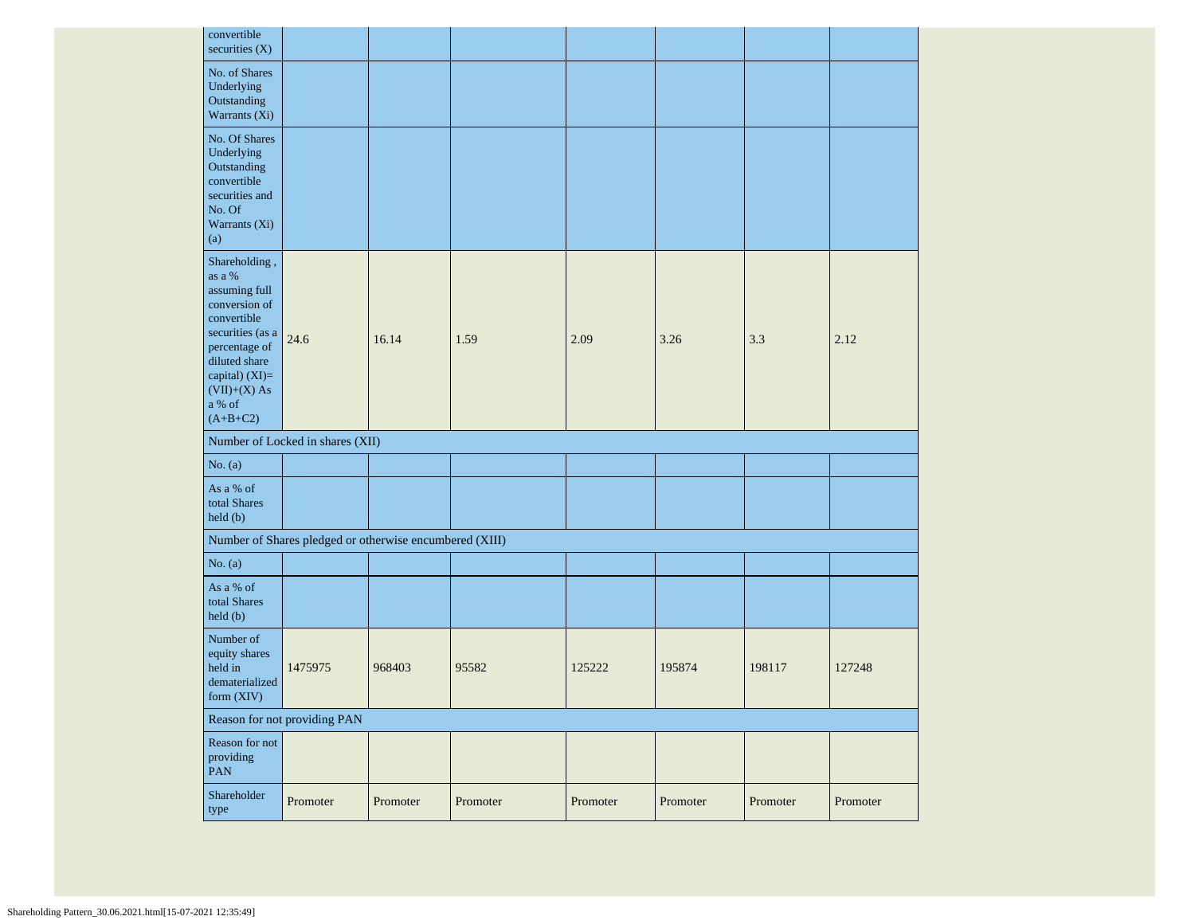| | | | | | | | |
|---|---|---|---|---|---|---|---|
| convertible securities (X) | | | | | | | |
| No. of Shares Underlying Outstanding Warrants (Xi) | | | | | | | |
| No. Of Shares Underlying Outstanding convertible securities and No. Of Warrants (Xi) (a) | | | | | | | |
| Shareholding , as a % assuming full conversion of convertible securities (as a percentage of diluted share capital) (XI)= (VII)+(X) As a % of (A+B+C2) | 24.6 | 16.14 | 1.59 | 2.09 | 3.26 | 3.3 | 2.12 |
| Number of Locked in shares (XII) | | | | | | | |
| No. (a) | | | | | | | |
| As a % of total Shares held (b) | | | | | | | |
| Number of Shares pledged or otherwise encumbered (XIII) | | | | | | | |
| No. (a) | | | | | | | |
| As a % of total Shares held (b) | | | | | | | |
| Number of equity shares held in dematerialized form (XIV) | 1475975 | 968403 | 95582 | 125222 | 195874 | 198117 | 127248 |
| Reason for not providing PAN | | | | | | | |
| Reason for not providing PAN | | | | | | | |
| Shareholder type | Promoter | Promoter | Promoter | Promoter | Promoter | Promoter | Promoter |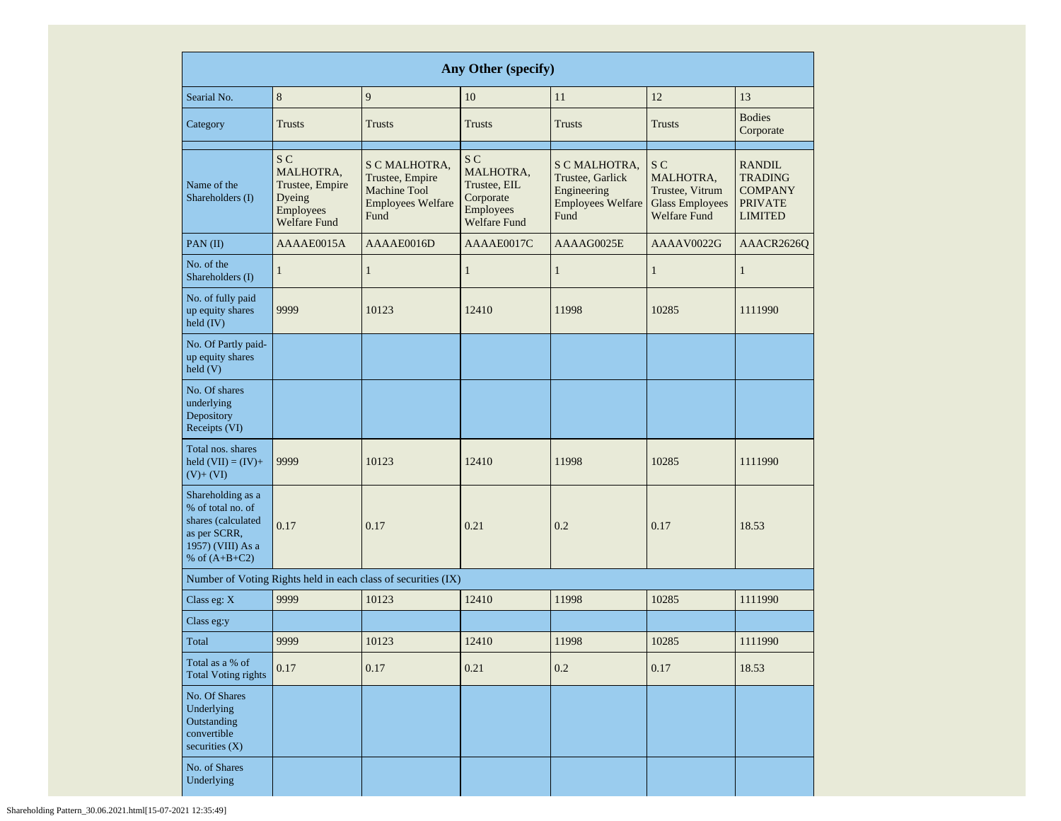| Any Other (specify) | | | | | | |
|---|---|---|---|---|---|---|
| Searial No. | 8 | 9 | 10 | 11 | 12 | 13 |
| Category | Trusts | Trusts | Trusts | Trusts | Trusts | Bodies Corporate |
| | | | | | | |
| Name of the Shareholders (I) | S C MALHOTRA, Trustee, Empire Dyeing Employees Welfare Fund | S C MALHOTRA, Trustee, Empire Machine Tool Employees Welfare Fund | S C MALHOTRA, Trustee, EIL Corporate Employees Welfare Fund | S C MALHOTRA, Trustee, Garlick Engineering Employees Welfare Fund | S C MALHOTRA, Trustee, Vitrum Glass Employees Welfare Fund | RANDIL TRADING COMPANY PRIVATE LIMITED |
| PAN (II) | AAAAE0015A | AAAAE0016D | AAAAE0017C | AAAAG0025E | AAAAV0022G | AAACR2626Q |
| No. of the Shareholders (I) | 1 | 1 | 1 | 1 | 1 | 1 |
| No. of fully paid up equity shares held (IV) | 9999 | 10123 | 12410 | 11998 | 10285 | 1111990 |
| No. Of Partly paid-up equity shares held (V) | | | | | | |
| No. Of shares underlying Depository Receipts (VI) | | | | | | |
| Total nos. shares held (VII) = (IV)+ (V)+ (VI) | 9999 | 10123 | 12410 | 11998 | 10285 | 1111990 |
| Shareholding as a % of total no. of shares (calculated as per SCRR, 1957) (VIII) As a % of (A+B+C2) | 0.17 | 0.17 | 0.21 | 0.2 | 0.17 | 18.53 |
| Number of Voting Rights held in each class of securities (IX) | | | | | | |
| Class eg: X | 9999 | 10123 | 12410 | 11998 | 10285 | 1111990 |
| Class eg:y | | | | | | |
| Total | 9999 | 10123 | 12410 | 11998 | 10285 | 1111990 |
| Total as a % of Total Voting rights | 0.17 | 0.17 | 0.21 | 0.2 | 0.17 | 18.53 |
| No. Of Shares Underlying Outstanding convertible securities (X) | | | | | | |
| No. of Shares Underlying | | | | | | |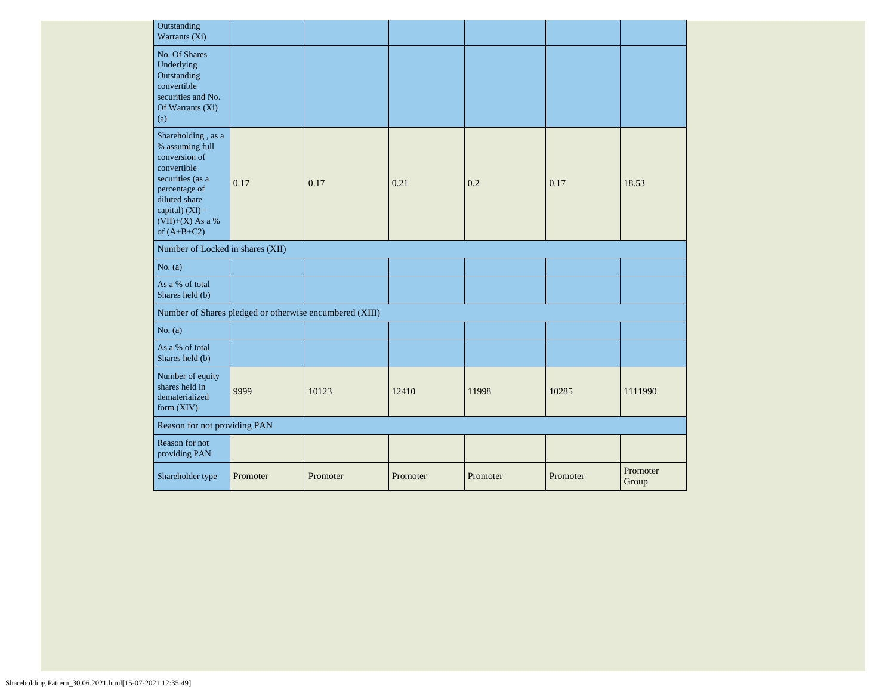| | | | | | | |
|---|---|---|---|---|---|---|
| Outstanding Warrants (Xi) | | | | | | |
| No. Of Shares Underlying Outstanding convertible securities and No. Of Warrants (Xi) (a) | | | | | | |
| Shareholding , as a % assuming full conversion of convertible securities (as a percentage of diluted share capital) (XI)= (VII)+(X) As a % of (A+B+C2) | 0.17 | 0.17 | 0.21 | 0.2 | 0.17 | 18.53 |
| Number of Locked in shares (XII) | | | | | | |
| No. (a) | | | | | | |
| As a % of total Shares held (b) | | | | | | |
| Number of Shares pledged or otherwise encumbered (XIII) | | | | | | |
| No. (a) | | | | | | |
| As a % of total Shares held (b) | | | | | | |
| Number of equity shares held in dematerialized form (XIV) | 9999 | 10123 | 12410 | 11998 | 10285 | 1111990 |
| Reason for not providing PAN | | | | | | |
| Reason for not providing PAN | | | | | | |
| Shareholder type | Promoter | Promoter | Promoter | Promoter | Promoter | Promoter Group |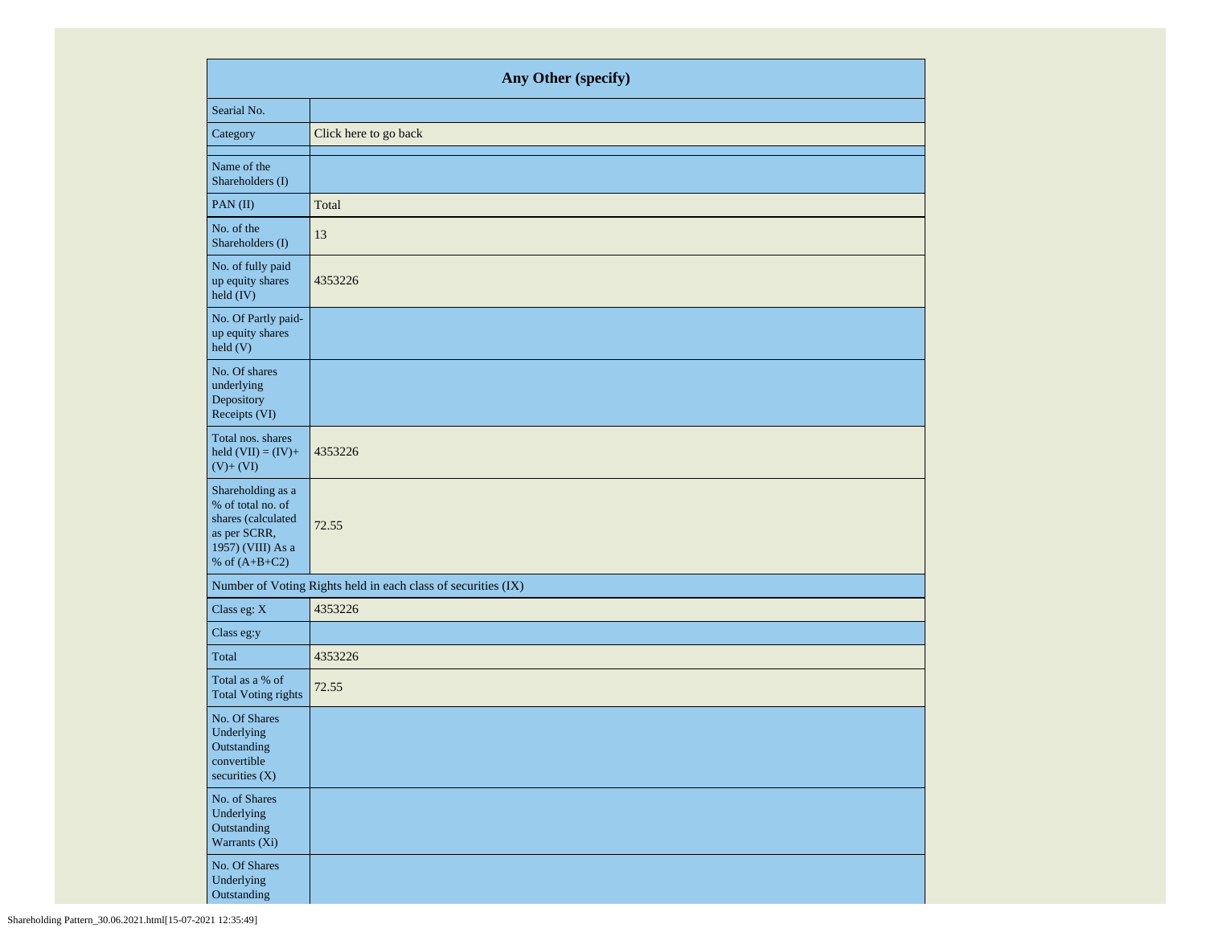| Any Other (specify) | |
|---|---|
| Searial No. | |
| Category | Click here to go back |
| | |
| Name of the Shareholders (I) | |
| PAN (II) | Total |
| No. of the Shareholders (I) | 13 |
| No. of fully paid up equity shares held (IV) | 4353226 |
| No. Of Partly paid-up equity shares held (V) | |
| No. Of shares underlying Depository Receipts (VI) | |
| Total nos. shares held (VII) = (IV)+ (V)+ (VI) | 4353226 |
| Shareholding as a % of total no. of shares (calculated as per SCRR, 1957) (VIII) As a % of (A+B+C2) | 72.55 |
| Number of Voting Rights held in each class of securities (IX) | |
| Class eg: X | 4353226 |
| Class eg:y | |
| Total | 4353226 |
| Total as a % of Total Voting rights | 72.55 |
| No. Of Shares Underlying Outstanding convertible securities (X) | |
| No. of Shares Underlying Outstanding Warrants (Xi) | |
| No. Of Shares Underlying Outstanding | |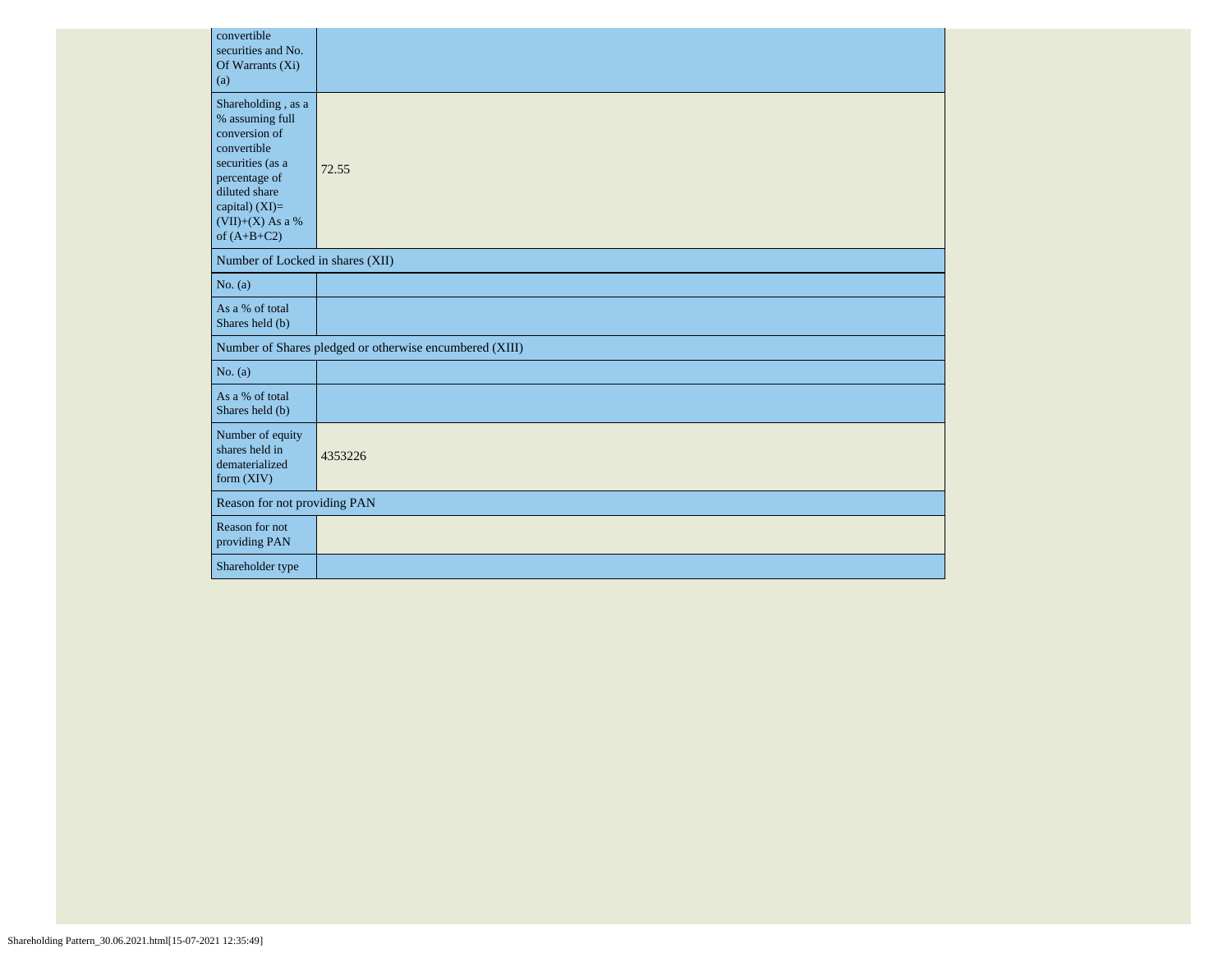| | |
|---|---|
| convertible securities and No. Of Warrants (Xi) (a) | |
| Shareholding , as a % assuming full conversion of convertible securities (as a percentage of diluted share capital) (XI)= (VII)+(X) As a % of (A+B+C2) | 72.55 |
| Number of Locked in shares (XII) | |
| No. (a) | |
| As a % of total Shares held (b) | |
| Number of Shares pledged or otherwise encumbered (XIII) | |
| No. (a) | |
| As a % of total Shares held (b) | |
| Number of equity shares held in dematerialized form (XIV) | 4353226 |
| Reason for not providing PAN | |
| Reason for not providing PAN | |
| Shareholder type | |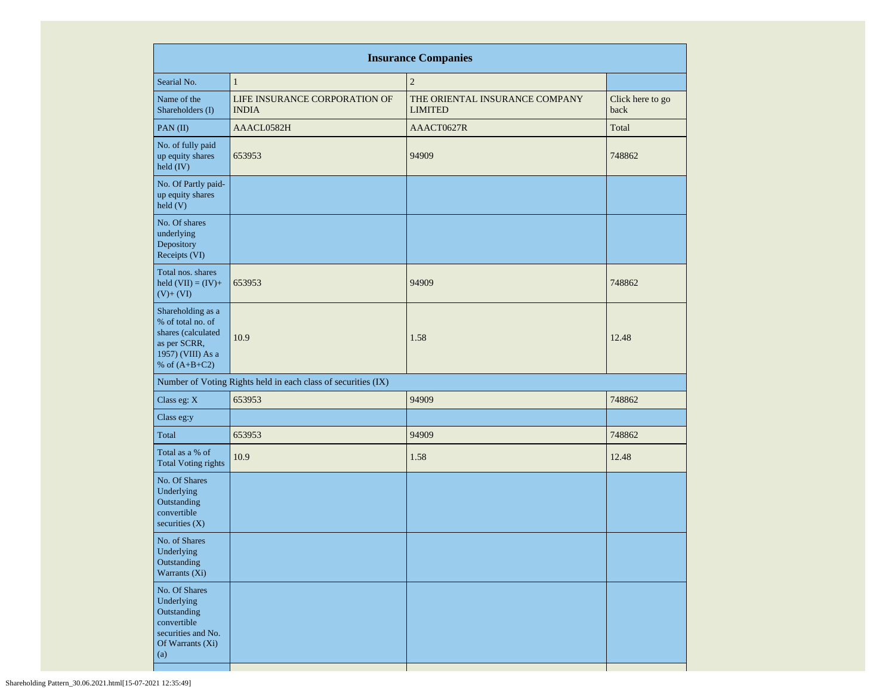| Insurance Companies | | | |
|---|---|---|---|
| Searial No. | 1 | 2 | |
| Name of the Shareholders (I) | LIFE INSURANCE CORPORATION OF INDIA | THE ORIENTAL INSURANCE COMPANY LIMITED | Click here to go back |
| PAN (II) | AAACL0582H | AAACT0627R | Total |
| No. of fully paid up equity shares held (IV) | 653953 | 94909 | 748862 |
| No. Of Partly paid-up equity shares held (V) | | | |
| No. Of shares underlying Depository Receipts (VI) | | | |
| Total nos. shares held (VII) = (IV)+ (V)+ (VI) | 653953 | 94909 | 748862 |
| Shareholding as a % of total no. of shares (calculated as per SCRR, 1957) (VIII) As a % of (A+B+C2) | 10.9 | 1.58 | 12.48 |
| Number of Voting Rights held in each class of securities (IX) | | | |
| Class eg: X | 653953 | 94909 | 748862 |
| Class eg:y | | | |
| Total | 653953 | 94909 | 748862 |
| Total as a % of Total Voting rights | 10.9 | 1.58 | 12.48 |
| No. Of Shares Underlying Outstanding convertible securities (X) | | | |
| No. of Shares Underlying Outstanding Warrants (Xi) | | | |
| No. Of Shares Underlying Outstanding convertible securities and No. Of Warrants (Xi) (a) | | | |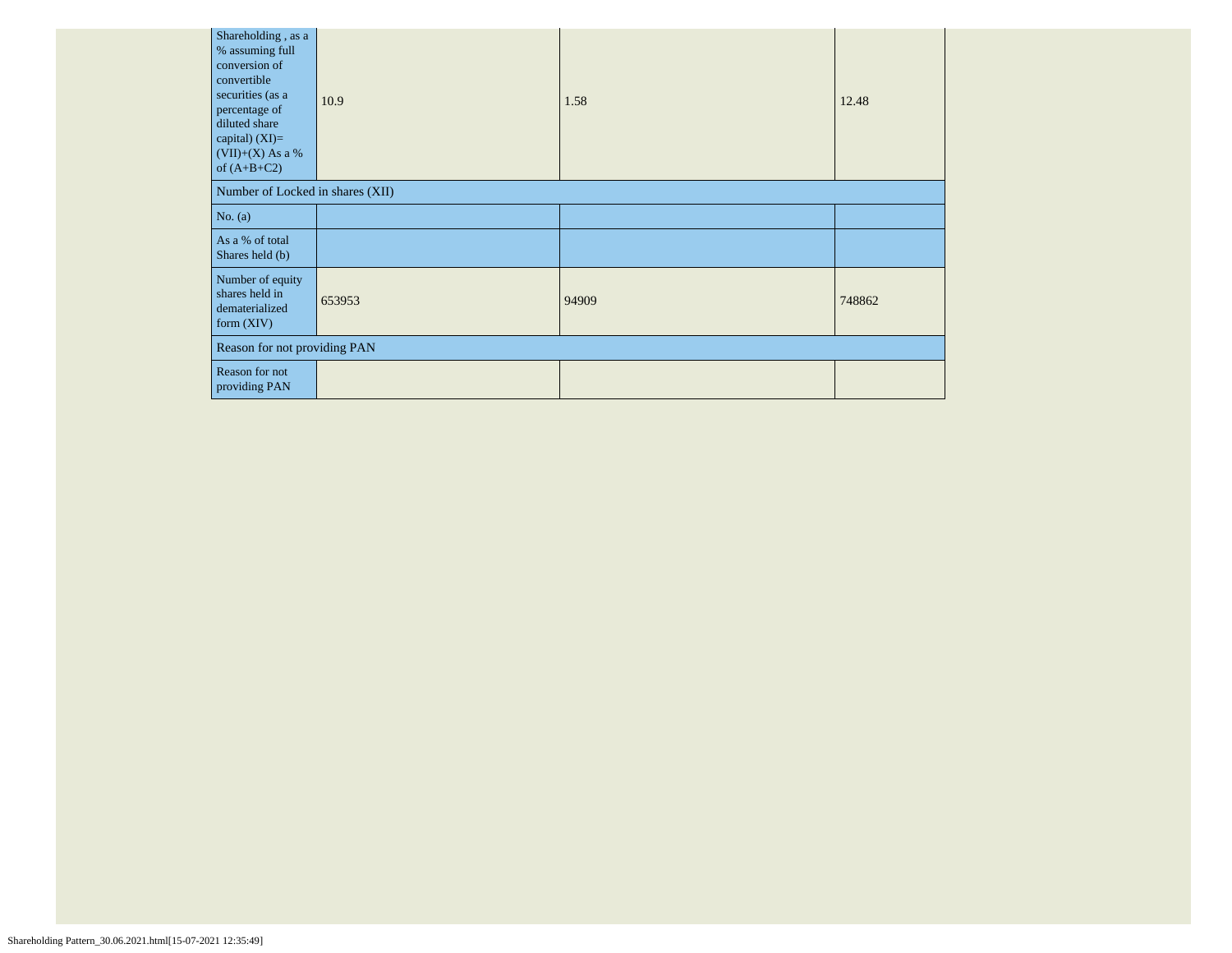| | | | |
|---|---|---|---|
| Shareholding , as a % assuming full conversion of convertible securities (as a percentage of diluted share capital) (XI)= (VII)+(X) As a % of (A+B+C2) | 10.9 | 1.58 | 12.48 |
| Number of Locked in shares (XII) | | | |
| No. (a) | | | |
| As a % of total Shares held (b) | | | |
| Number of equity shares held in dematerialized form (XIV) | 653953 | 94909 | 748862 |
| Reason for not providing PAN | | | |
| Reason for not providing PAN | | | |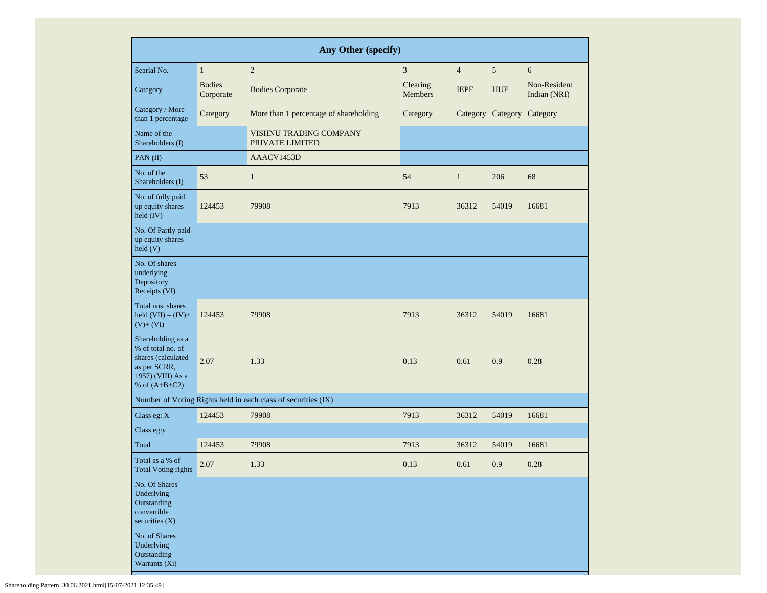| Any Other (specify) | | | | | | |
|---|---|---|---|---|---|---|
| Searial No. | 1 | 2 | 3 | 4 | 5 | 6 |
| Category | Bodies Corporate | Bodies Corporate | Clearing Members | IEPF | HUF | Non-Resident Indian (NRI) |
| Category / More than 1 percentage | Category | More than 1 percentage of shareholding | Category | Category | Category | Category |
| Name of the Shareholders (I) | | VISHNU TRADING COMPANY PRIVATE LIMITED | | | | |
| PAN (II) | | AAACV1453D | | | | |
| No. of the Shareholders (I) | 53 | 1 | 54 | 1 | 206 | 68 |
| No. of fully paid up equity shares held (IV) | 124453 | 79908 | 7913 | 36312 | 54019 | 16681 |
| No. Of Partly paid-up equity shares held (V) | | | | | | |
| No. Of shares underlying Depository Receipts (VI) | | | | | | |
| Total nos. shares held (VII) = (IV)+(V)+ (VI) | 124453 | 79908 | 7913 | 36312 | 54019 | 16681 |
| Shareholding as a % of total no. of shares (calculated as per SCRR, 1957) (VIII) As a % of (A+B+C2) | 2.07 | 1.33 | 0.13 | 0.61 | 0.9 | 0.28 |
| Number of Voting Rights held in each class of securities (IX) | | | | | | |
| Class eg: X | 124453 | 79908 | 7913 | 36312 | 54019 | 16681 |
| Class eg:y | | | | | | |
| Total | 124453 | 79908 | 7913 | 36312 | 54019 | 16681 |
| Total as a % of Total Voting rights | 2.07 | 1.33 | 0.13 | 0.61 | 0.9 | 0.28 |
| No. Of Shares Underlying Outstanding convertible securities (X) | | | | | | |
| No. of Shares Underlying Outstanding Warrants (Xi) | | | | | | |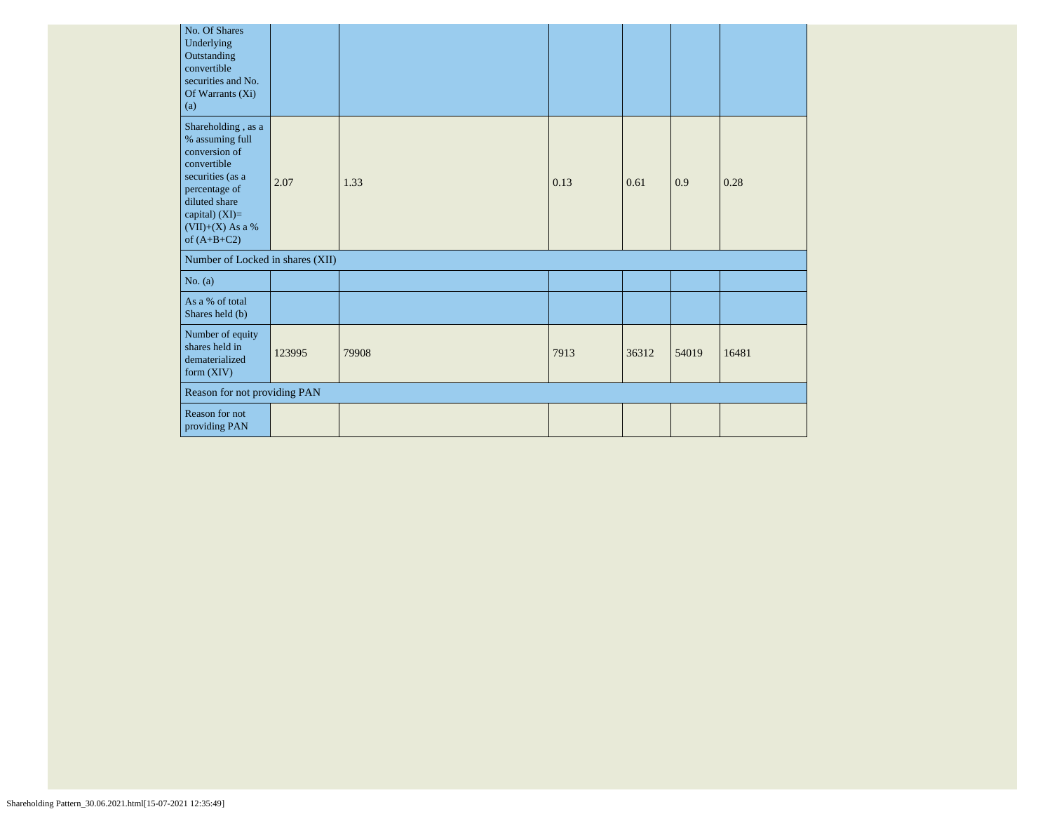| | | | | | | |
|---|---|---|---|---|---|---|
| No. Of Shares Underlying Outstanding convertible securities and No. Of Warrants (Xi) (a) | | | | | | |
| Shareholding , as a % assuming full conversion of convertible securities (as a percentage of diluted share capital) (XI)= (VII)+(X) As a % of (A+B+C2) | 2.07 | 1.33 | 0.13 | 0.61 | 0.9 | 0.28 |
| Number of Locked in shares (XII) | | | | | | |
| No. (a) | | | | | | |
| As a % of total Shares held (b) | | | | | | |
| Number of equity shares held in dematerialized form (XIV) | 123995 | 79908 | 7913 | 36312 | 54019 | 16481 |
| Reason for not providing PAN | | | | | | |
| Reason for not providing PAN | | | | | | |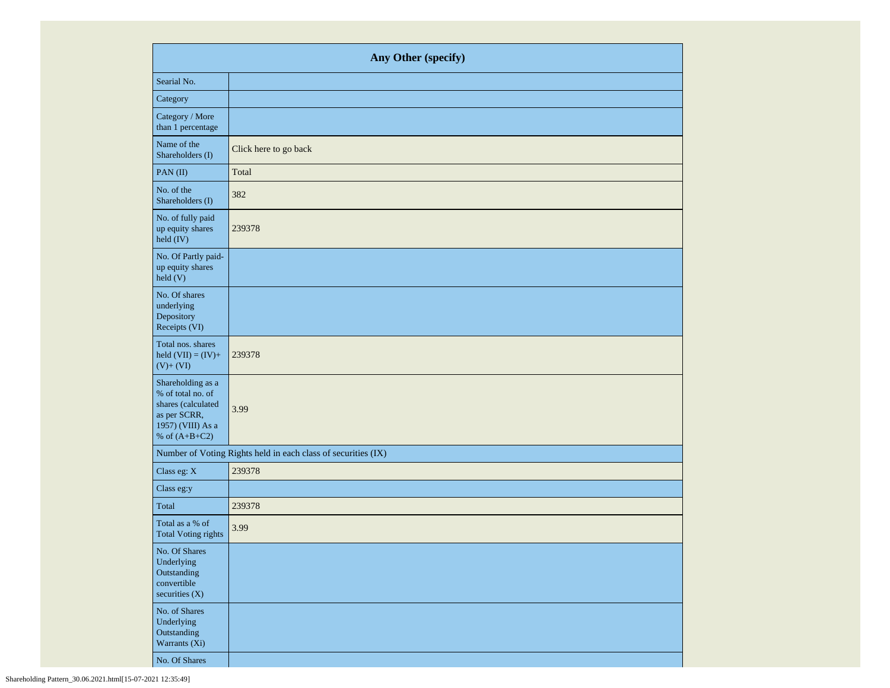| Any Other (specify) | |
|---|---|
| Searial No. | |
| Category | |
| Category / More than 1 percentage | |
| Name of the Shareholders (I) | Click here to go back |
| PAN (II) | Total |
| No. of the Shareholders (I) | 382 |
| No. of fully paid up equity shares held (IV) | 239378 |
| No. Of Partly paid-up equity shares held (V) | |
| No. Of shares underlying Depository Receipts (VI) | |
| Total nos. shares held (VII) = (IV)+ (V)+ (VI) | 239378 |
| Shareholding as a % of total no. of shares (calculated as per SCRR, 1957) (VIII) As a % of (A+B+C2) | 3.99 |
| Number of Voting Rights held in each class of securities (IX) | |
| Class eg: X | 239378 |
| Class eg:y | |
| Total | 239378 |
| Total as a % of Total Voting rights | 3.99 |
| No. Of Shares Underlying Outstanding convertible securities (X) | |
| No. of Shares Underlying Outstanding Warrants (Xi) | |
| No. Of Shares | |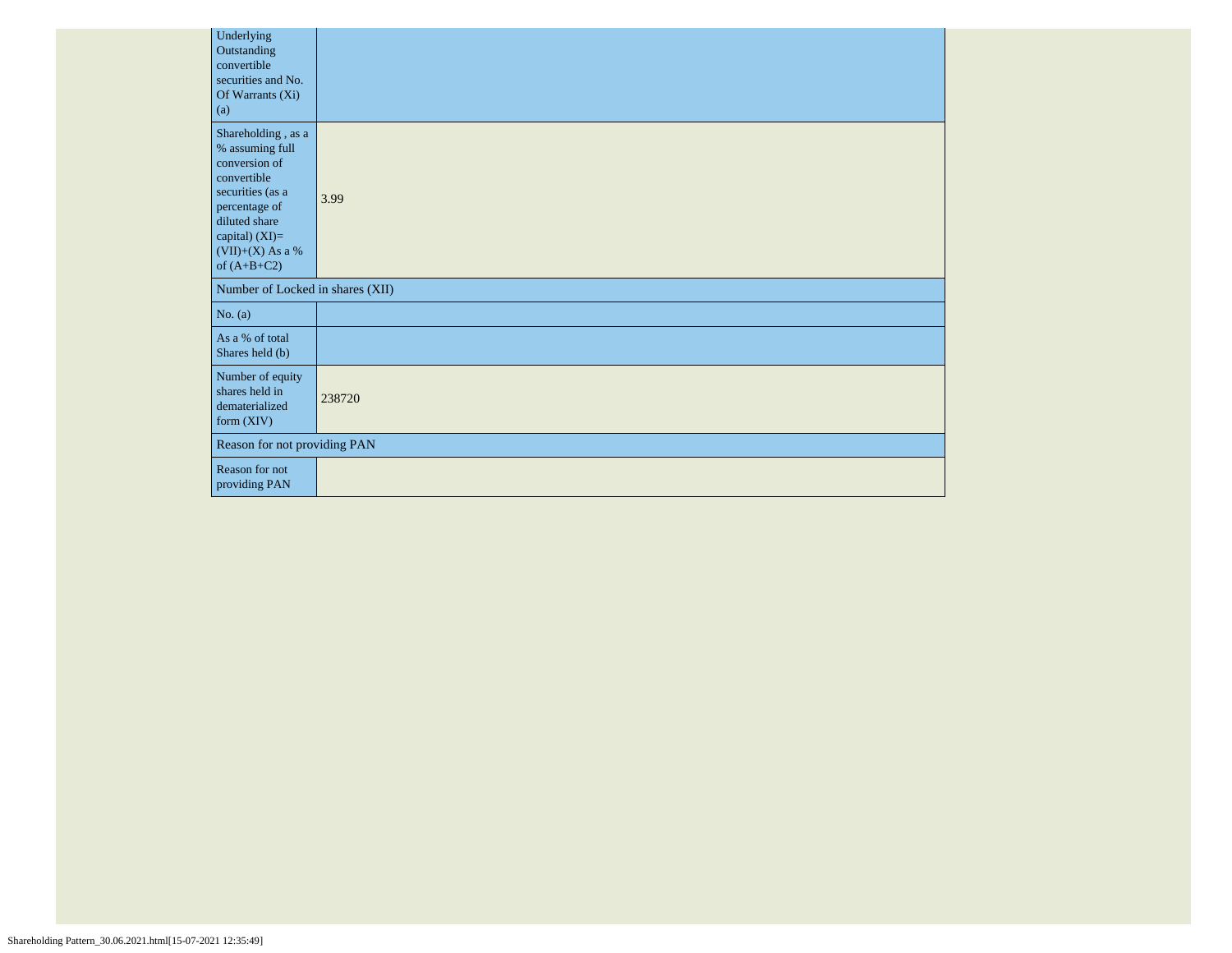| | |
|---|---|
| Underlying Outstanding convertible securities and No. Of Warrants (Xi) (a) | |
| Shareholding , as a % assuming full conversion of convertible securities (as a percentage of diluted share capital) (XI)= (VII)+(X) As a % of (A+B+C2) | 3.99 |
| Number of Locked in shares (XII) | |
| No. (a) | |
| As a % of total Shares held (b) | |
| Number of equity shares held in dematerialized form (XIV) | 238720 |
| Reason for not providing PAN | |
| Reason for not providing PAN | |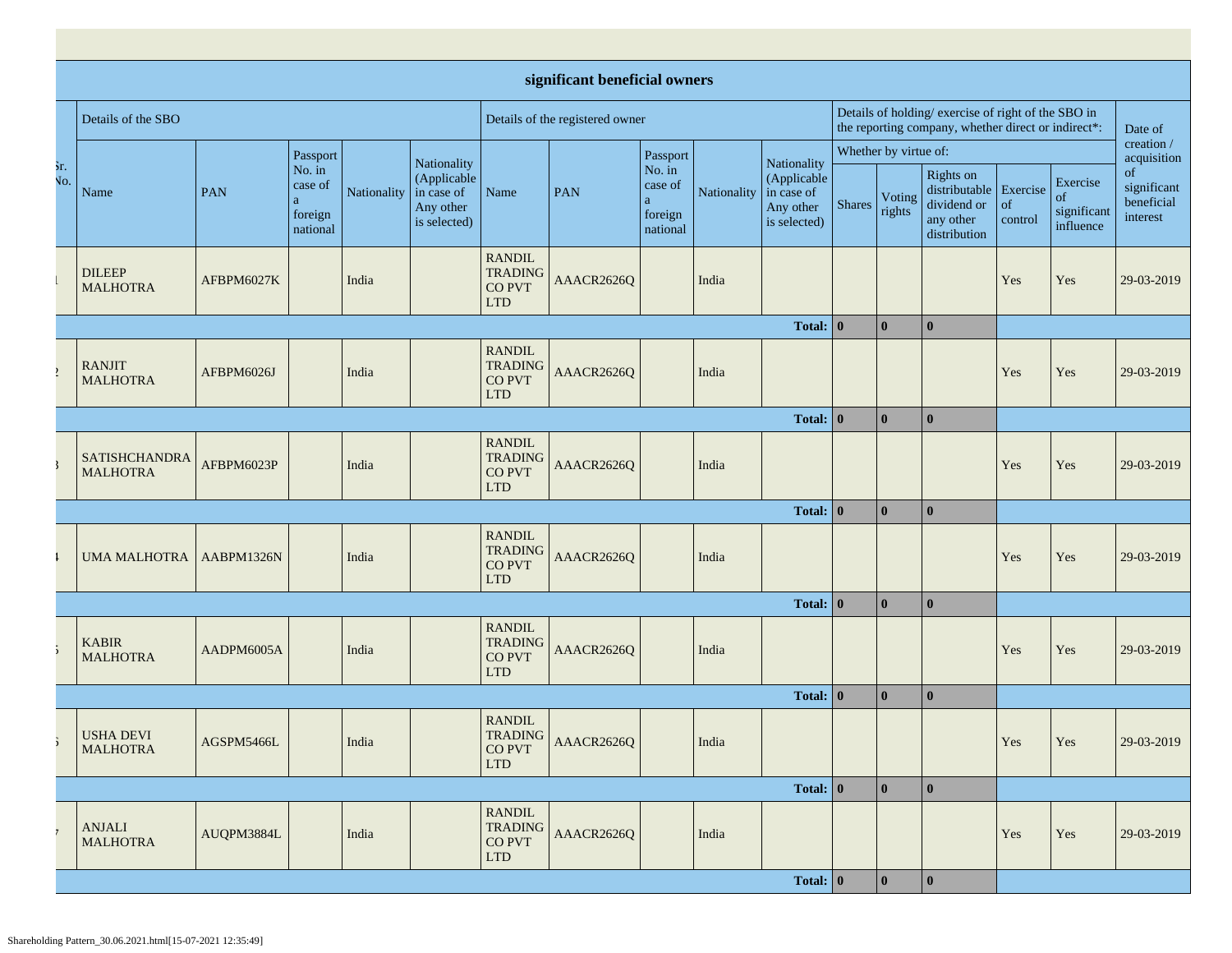| significant beneficial owners | | | | | | | | | | | | | | | |
|---|---|---|---|---|---|---|---|---|---|---|---|---|---|---|---|
| Sr. No. | Details of the SBO | | | | | Details of the registered owner | | | | | Details of holding/ exercise of right of the SBO in the reporting company, whether direct or indirect*: | | | | | Date of creation / acquisition of significant beneficial interest |
| | | | | | | | | | | | Whether by virtue of: | | | | | |
| | Name | PAN | Passport No. in case of a foreign national | Nationality | Nationality (Applicable in case of Any other is selected) | Name | PAN | Passport No. in case of a foreign national | Nationality | Nationality (Applicable in case of Any other is selected) | Shares | Voting rights | Rights on distributable dividend or any other distribution | Exercise of control | Exercise of significant influence | |
| 1 | DILEEP MALHOTRA | AFBPM6027K | | India | | RANDIL TRADING CO PVT LTD | AAACR2626Q | | India | | | | | Yes | Yes | 29-03-2019 |
| | | | | | | | | | | Total: | 0 | 0 | 0 | | | |
| 2 | RANJIT MALHOTRA | AFBPM6026J | | India | | RANDIL TRADING CO PVT LTD | AAACR2626Q | | India | | | | | Yes | Yes | 29-03-2019 |
| | | | | | | | | | | Total: | 0 | 0 | 0 | | | |
| 3 | SATISHCHANDRA MALHOTRA | AFBPM6023P | | India | | RANDIL TRADING CO PVT LTD | AAACR2626Q | | India | | | | | Yes | Yes | 29-03-2019 |
| | | | | | | | | | | Total: | 0 | 0 | 0 | | | |
| 4 | UMA MALHOTRA | AABPM1326N | | India | | RANDIL TRADING CO PVT LTD | AAACR2626Q | | India | | | | | Yes | Yes | 29-03-2019 |
| | | | | | | | | | | Total: | 0 | 0 | 0 | | | |
| 5 | KABIR MALHOTRA | AADPM6005A | | India | | RANDIL TRADING CO PVT LTD | AAACR2626Q | | India | | | | | Yes | Yes | 29-03-2019 |
| | | | | | | | | | | Total: | 0 | 0 | 0 | | | |
| 6 | USHA DEVI MALHOTRA | AGSPM5466L | | India | | RANDIL TRADING CO PVT LTD | AAACR2626Q | | India | | | | | Yes | Yes | 29-03-2019 |
| | | | | | | | | | | Total: | 0 | 0 | 0 | | | |
| 7 | ANJALI MALHOTRA | AUQPM3884L | | India | | RANDIL TRADING CO PVT LTD | AAACR2626Q | | India | | | | | Yes | Yes | 29-03-2019 |
| | | | | | | | | | | Total: | 0 | 0 | 0 | | | |